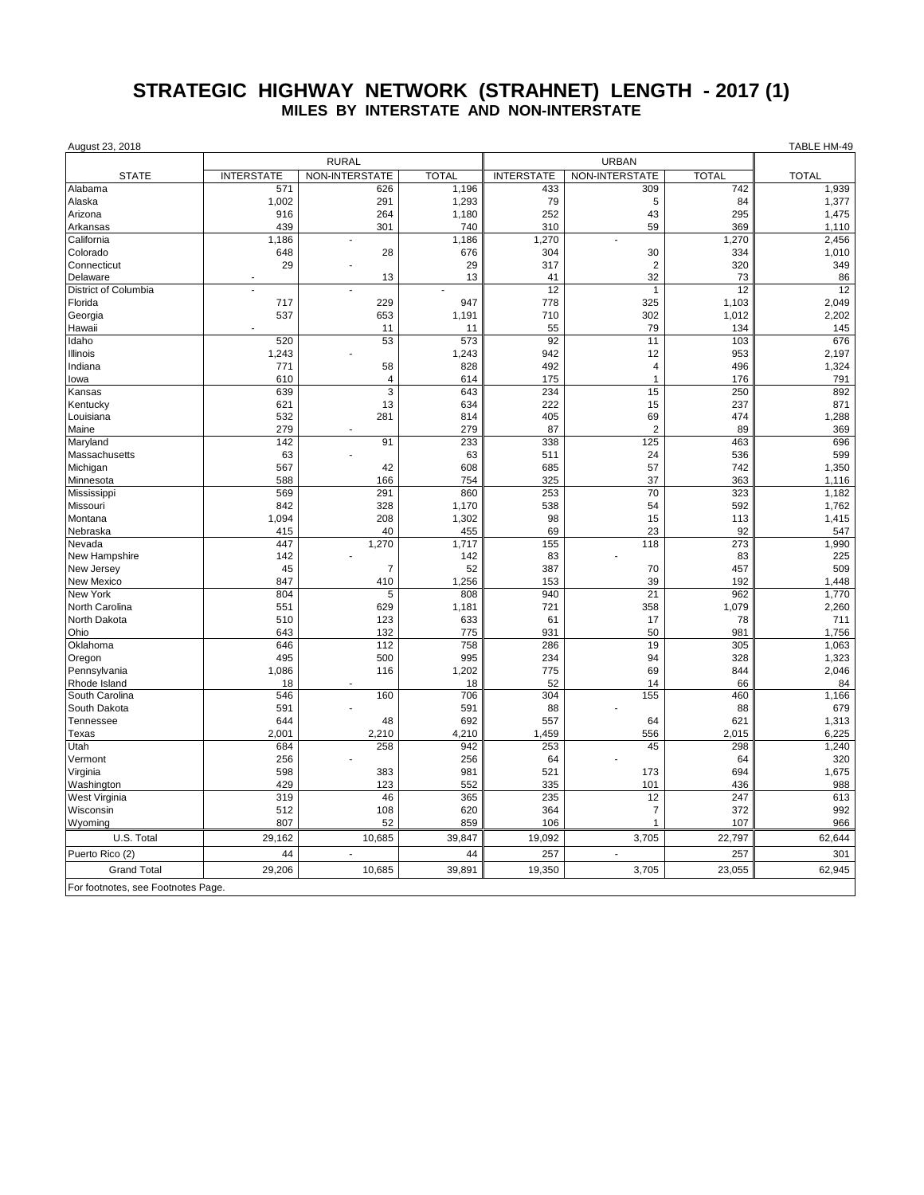# STRATEGIC HIGHWAY NETWORK (STRAHNET) LENGTH - 2017 (1)

## MILES BY INTERSTATE AND NON-INTERSTATE

August 23, 2018 TABLE HM-49

| STATE | RURAL | | | URBAN | | | TOTAL |
|---|---|---|---|---|---|---|---|
| | INTERSTATE | NON-INTERSTATE | TOTAL | INTERSTATE | NON-INTERSTATE | TOTAL | |
| Alabama | 571 | 626 | 1,196 | 433 | 309 | 742 | 1,939 |
| Alaska | 1,002 | 291 | 1,293 | 79 | 5 | 84 | 1,377 |
| Arizona | 916 | 264 | 1,180 | 252 | 43 | 295 | 1,475 |
| Arkansas | 439 | 301 | 740 | 310 | 59 | 369 | 1,110 |
| California | 1,186 | - | 1,186 | 1,270 | - | 1,270 | 2,456 |
| Colorado | 648 | 28 | 676 | 304 | 30 | 334 | 1,010 |
| Connecticut | 29 | - | 29 | 317 | 2 | 320 | 349 |
| Delaware | - | 13 | 13 | 41 | 32 | 73 | 86 |
| District of Columbia | - | - | - | 12 | 1 | 12 | 12 |
| Florida | 717 | 229 | 947 | 778 | 325 | 1,103 | 2,049 |
| Georgia | 537 | 653 | 1,191 | 710 | 302 | 1,012 | 2,202 |
| Hawaii | - | 11 | 11 | 55 | 79 | 134 | 145 |
| Idaho | 520 | 53 | 573 | 92 | 11 | 103 | 676 |
| Illinois | 1,243 | - | 1,243 | 942 | 12 | 953 | 2,197 |
| Indiana | 771 | 58 | 828 | 492 | 4 | 496 | 1,324 |
| Iowa | 610 | 4 | 614 | 175 | 1 | 176 | 791 |
| Kansas | 639 | 3 | 643 | 234 | 15 | 250 | 892 |
| Kentucky | 621 | 13 | 634 | 222 | 15 | 237 | 871 |
| Louisiana | 532 | 281 | 814 | 405 | 69 | 474 | 1,288 |
| Maine | 279 | - | 279 | 87 | 2 | 89 | 369 |
| Maryland | 142 | 91 | 233 | 338 | 125 | 463 | 696 |
| Massachusetts | 63 | - | 63 | 511 | 24 | 536 | 599 |
| Michigan | 567 | 42 | 608 | 685 | 57 | 742 | 1,350 |
| Minnesota | 588 | 166 | 754 | 325 | 37 | 363 | 1,116 |
| Mississippi | 569 | 291 | 860 | 253 | 70 | 323 | 1,182 |
| Missouri | 842 | 328 | 1,170 | 538 | 54 | 592 | 1,762 |
| Montana | 1,094 | 208 | 1,302 | 98 | 15 | 113 | 1,415 |
| Nebraska | 415 | 40 | 455 | 69 | 23 | 92 | 547 |
| Nevada | 447 | 1,270 | 1,717 | 155 | 118 | 273 | 1,990 |
| New Hampshire | 142 | - | 142 | 83 | - | 83 | 225 |
| New Jersey | 45 | 7 | 52 | 387 | 70 | 457 | 509 |
| New Mexico | 847 | 410 | 1,256 | 153 | 39 | 192 | 1,448 |
| New York | 804 | 5 | 808 | 940 | 21 | 962 | 1,770 |
| North Carolina | 551 | 629 | 1,181 | 721 | 358 | 1,079 | 2,260 |
| North Dakota | 510 | 123 | 633 | 61 | 17 | 78 | 711 |
| Ohio | 643 | 132 | 775 | 931 | 50 | 981 | 1,756 |
| Oklahoma | 646 | 112 | 758 | 286 | 19 | 305 | 1,063 |
| Oregon | 495 | 500 | 995 | 234 | 94 | 328 | 1,323 |
| Pennsylvania | 1,086 | 116 | 1,202 | 775 | 69 | 844 | 2,046 |
| Rhode Island | 18 | - | 18 | 52 | 14 | 66 | 84 |
| South Carolina | 546 | 160 | 706 | 304 | 155 | 460 | 1,166 |
| South Dakota | 591 | - | 591 | 88 | - | 88 | 679 |
| Tennessee | 644 | 48 | 692 | 557 | 64 | 621 | 1,313 |
| Texas | 2,001 | 2,210 | 4,210 | 1,459 | 556 | 2,015 | 6,225 |
| Utah | 684 | 258 | 942 | 253 | 45 | 298 | 1,240 |
| Vermont | 256 | - | 256 | 64 | - | 64 | 320 |
| Virginia | 598 | 383 | 981 | 521 | 173 | 694 | 1,675 |
| Washington | 429 | 123 | 552 | 335 | 101 | 436 | 988 |
| West Virginia | 319 | 46 | 365 | 235 | 12 | 247 | 613 |
| Wisconsin | 512 | 108 | 620 | 364 | 7 | 372 | 992 |
| Wyoming | 807 | 52 | 859 | 106 | 1 | 107 | 966 |
| U.S. Total | 29,162 | 10,685 | 39,847 | 19,092 | 3,705 | 22,797 | 62,644 |
| Puerto Rico (2) | 44 | - | 44 | 257 | - | 257 | 301 |
| Grand Total | 29,206 | 10,685 | 39,891 | 19,350 | 3,705 | 23,055 | 62,945 |

For footnotes, see Footnotes Page.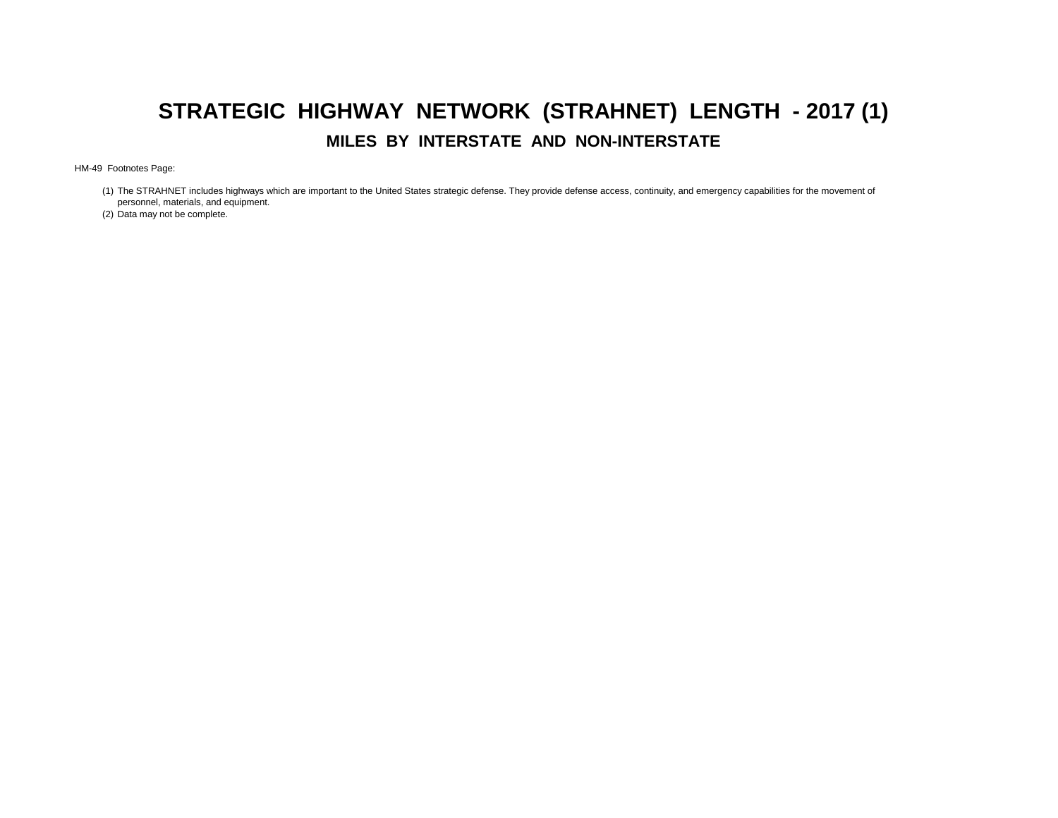# STRATEGIC HIGHWAY NETWORK (STRAHNET) LENGTH - 2017 (1)

## MILES BY INTERSTATE AND NON-INTERSTATE

HM-49 Footnotes Page:

(1) The STRAHNET includes highways which are important to the United States strategic defense. They provide defense access, continuity, and emergency capabilities for the movement of personnel, materials, and equipment.

(2) Data may not be complete.